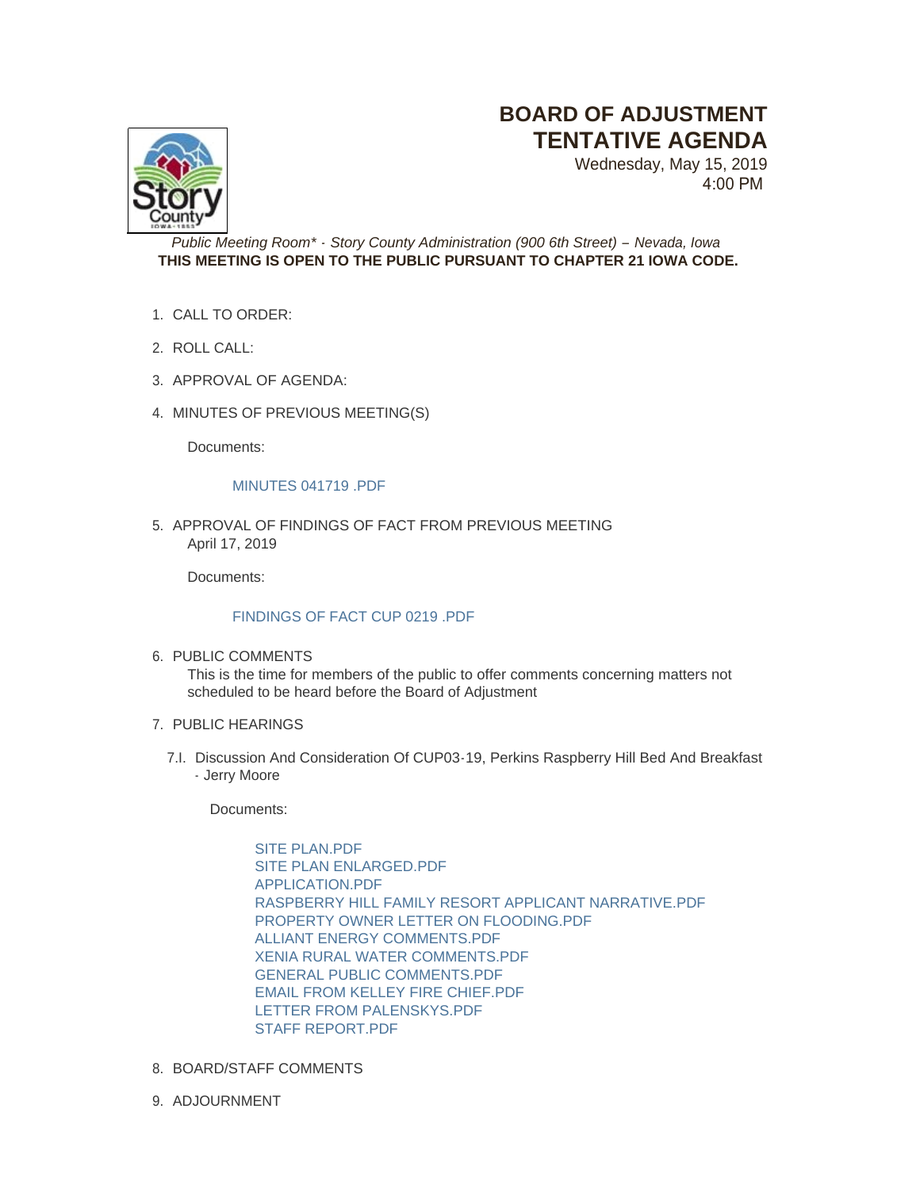# BOARD OF ADJUSTMENT
# TENTATIVE AGENDA

Wednesday, May 15, 2019
4:00 PM

*Public Meeting Room\* - Story County Administration (900 6th Street) – Nevada, Iowa*
**THIS MEETING IS OPEN TO THE PUBLIC PURSUANT TO CHAPTER 21 IOWA CODE.**

1. CALL TO ORDER:

2. ROLL CALL:

3. APPROVAL OF AGENDA:

4. MINUTES OF PREVIOUS MEETING(S)

   Documents:

   MINUTES 041719 .PDF

5. APPROVAL OF FINDINGS OF FACT FROM PREVIOUS MEETING
   April 17, 2019

   Documents:

   FINDINGS OF FACT CUP 0219 .PDF

6. PUBLIC COMMENTS
   This is the time for members of the public to offer comments concerning matters not scheduled to be heard before the Board of Adjustment

7. PUBLIC HEARINGS

   7.I. Discussion And Consideration Of CUP03-19, Perkins Raspberry Hill Bed And Breakfast - Jerry Moore

   Documents:

   SITE PLAN.PDF
   SITE PLAN ENLARGED.PDF
   APPLICATION.PDF
   RASPBERRY HILL FAMILY RESORT APPLICANT NARRATIVE.PDF
   PROPERTY OWNER LETTER ON FLOODING.PDF
   ALLIANT ENERGY COMMENTS.PDF
   XENIA RURAL WATER COMMENTS.PDF
   GENERAL PUBLIC COMMENTS.PDF
   EMAIL FROM KELLEY FIRE CHIEF.PDF
   LETTER FROM PALENSKYS.PDF
   STAFF REPORT.PDF

8. BOARD/STAFF COMMENTS

9. ADJOURNMENT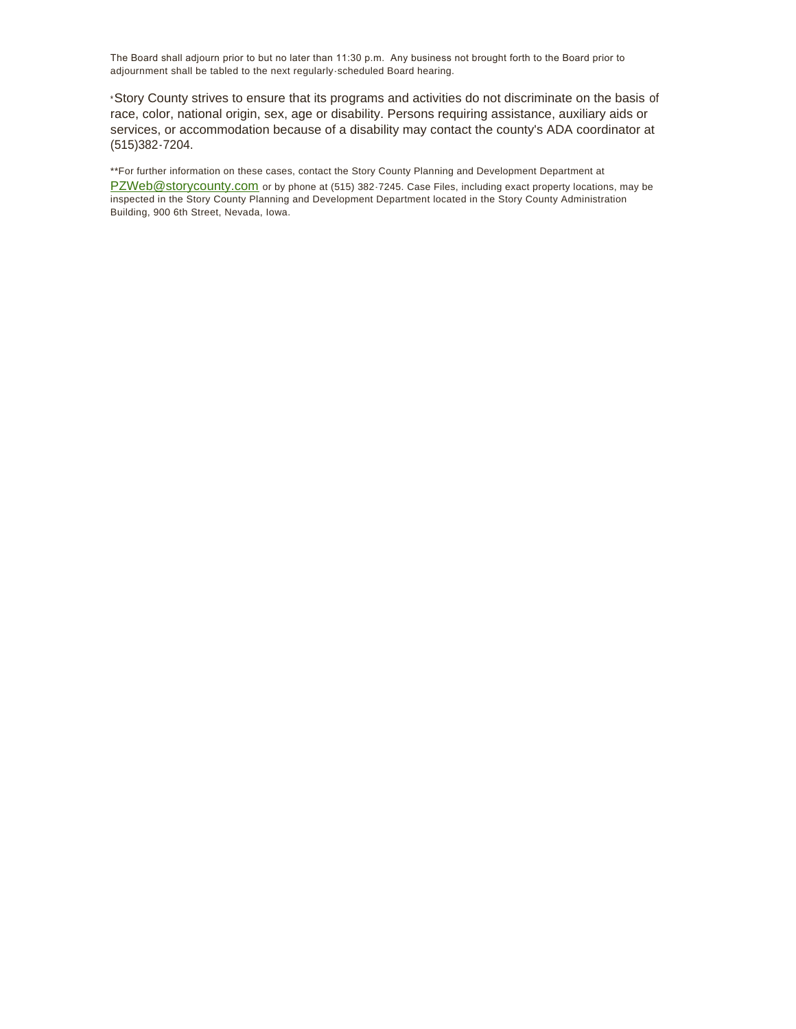The Board shall adjourn prior to but no later than 11:30 p.m.  Any business not brought forth to the Board prior to adjournment shall be tabled to the next regularly-scheduled Board hearing.

*Story County strives to ensure that its programs and activities do not discriminate on the basis of race, color, national origin, sex, age or disability. Persons requiring assistance, auxiliary aids or services, or accommodation because of a disability may contact the county's ADA coordinator at (515)382-7204.

**For further information on these cases, contact the Story County Planning and Development Department at PZWeb@storycounty.com or by phone at (515) 382-7245. Case Files, including exact property locations, may be inspected in the Story County Planning and Development Department located in the Story County Administration Building, 900 6th Street, Nevada, Iowa.